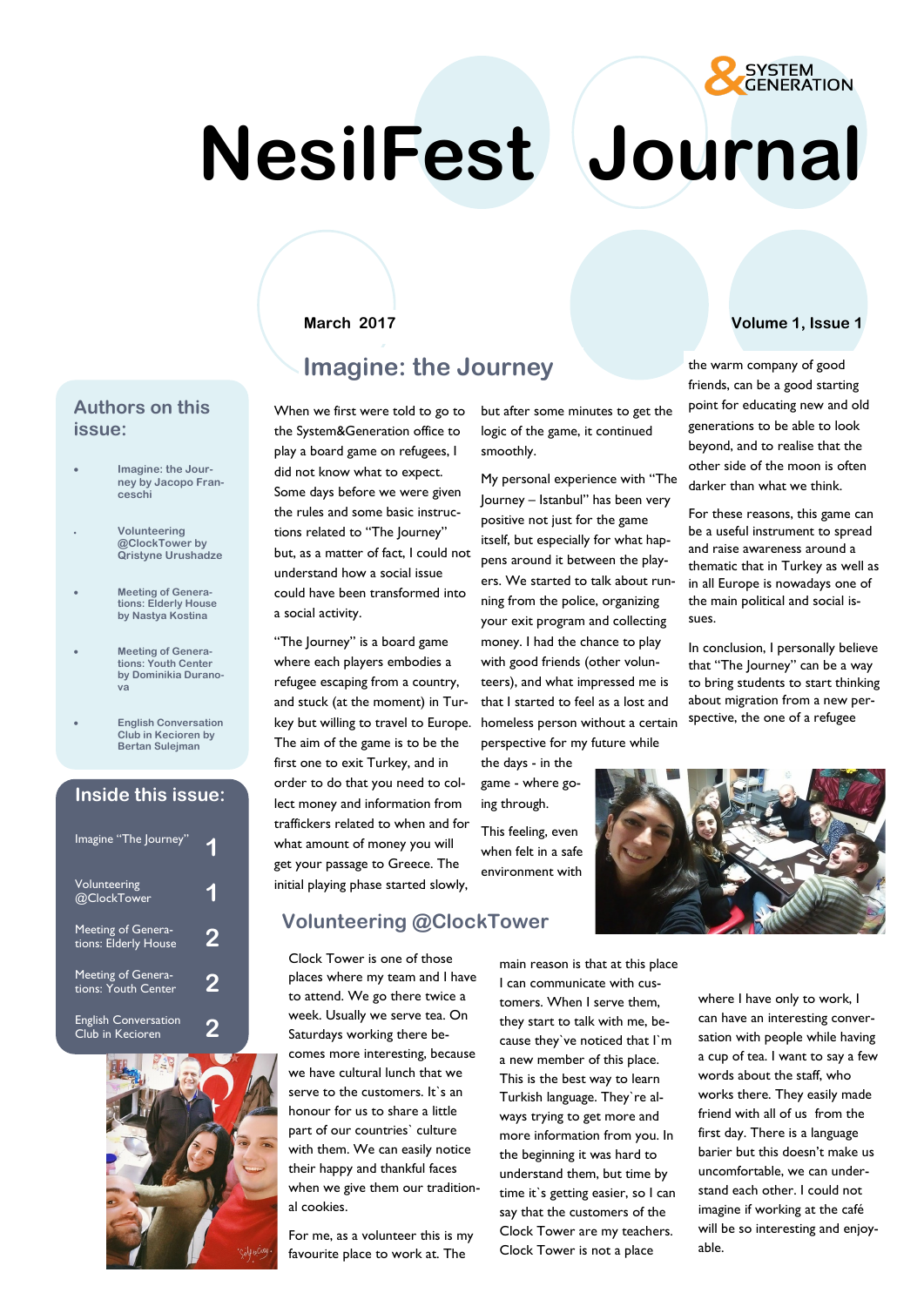# NesilFest Journal

&SYSTEM GENERATION

March 2017

Volume 1, Issue 1

## Authors on this issue:

- Imagine: the Journey by Jacopo Franceschi
- Volunteering @ClockTower by Qristyne Urushadze
- Meeting of Generations: Elderly House by Nastya Kostina
- Meeting of Generations: Youth Center by Dominikia Duranova
- English Conversation Club in Kecioren by Bertan Sulejman

## Inside this issue:

| | |
|---|---|
| Imagine "The Journey" | 1 |
| Volunteering @ClockTower | 1 |
| Meeting of Generations: Elderly House | 2 |
| Meeting of Generations: Youth Center | 2 |
| English Conversation Club in Kecioren | 2 |

## Imagine: the Journey

When we first were told to go to the System&Generation office to play a board game on refugees, I did not know what to expect. Some days before we were given the rules and some basic instructions related to "The Journey" but, as a matter of fact, I could not understand how a social issue could have been transformed into a social activity.

"The Journey" is a board game where each players embodies a refugee escaping from a country, and stuck (at the moment) in Turkey but willing to travel to Europe. The aim of the game is to be the first one to exit Turkey, and in order to do that you need to collect money and information from traffickers related to when and for what amount of money you will get your passage to Greece. The initial playing phase started slowly, but after some minutes to get the logic of the game, it continued smoothly.

My personal experience with "The Journey – Istanbul" has been very positive not just for the game itself, but especially for what happens around it between the players. We started to talk about running from the police, organizing your exit program and collecting money. I had the chance to play with good friends (other volunteers), and what impressed me is that I started to feel as a lost and homeless person without a certain perspective for my future while the days - in the game - where going through.

This feeling, even when felt in a safe environment with the warm company of good friends, can be a good starting point for educating new and old generations to be able to look beyond, and to realise that the other side of the moon is often darker than what we think.

For these reasons, this game can be a useful instrument to spread and raise awareness around a thematic that in Turkey as well as in all Europe is nowadays one of the main political and social issues.

In conclusion, I personally believe that "The Journey" can be a way to bring students to start thinking about migration from a new perspective, the one of a refugee

## Volunteering @ClockTower

Clock Tower is one of those places where my team and I have to attend. We go there twice a week. Usually we serve tea. On Saturdays working there becomes more interesting, because we have cultural lunch that we serve to the customers. It`s an honour for us to share a little part of our countries` culture with them. We can easily notice their happy and thankful faces when we give them our traditional cookies.

For me, as a volunteer this is my favourite place to work at. The main reason is that at this place I can communicate with customers. When I serve them, they start to talk with me, because they`ve noticed that I`m a new member of this place. This is the best way to learn Turkish language. They`re always trying to get more and more information from you. In the beginning it was hard to understand them, but time by time it`s getting easier, so I can say that the customers of the Clock Tower are my teachers. Clock Tower is not a place where I have only to work, I can have an interesting conversation with people while having a cup of tea. I want to say a few words about the staff, who works there. They easily made friend with all of us from the first day. There is a language barier but this doesn't make us uncomfortable, we can understand each other. I could not imagine if working at the café will be so interesting and enjoyable.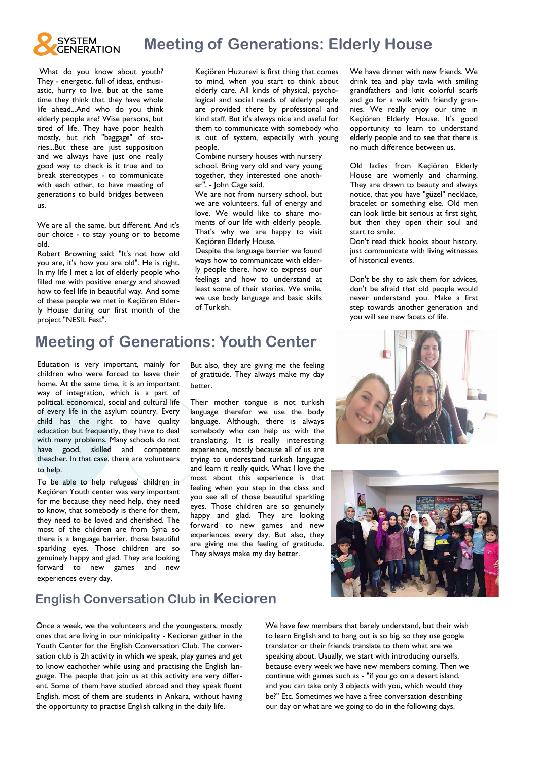# Meeting of Generations: Elderly House

What do you know about youth? They - energetic, full of ideas, enthusiastic, hurry to live, but at the same time they think that they have whole life ahead...And who do you think elderly people are? Wise persons, but tired of life. They have poor health mostly, but rich "baggage" of stories...But these are just supposition and we always have just one really good way to check is it true and to break stereotypes - to communicate with each other, to have meeting of generations to build bridges between us.

We are all the same, but different. And it's our choice - to stay young or to become old.

Robert Browning said: "It's not how old you are, it's how you are old". He is right. In my life I met a lot of elderly people who filled me with positive energy and showed how to feel life in beautiful way. And some of these people we met in Keçiören Elderly House during our first month of the project "NESIL Fest".

Keçiören Huzurevi is first thing that comes to mind, when you start to think about elderly care. All kinds of physical, psychological and social needs of elderly people are provided there by professional and kind staff. But it's always nice and useful for them to communicate with somebody who is out of system, especially with young people.

Combine nursery houses with nursery school. Bring very old and very young together, they interested one another", - John Cage said.

We are not from nursery school, but we are volunteers, full of energy and love. We would like to share moments of our life with elderly people. That's why we are happy to visit Keçiören Elderly House.

Despite the language barrier we found ways how to communicate with elderly people there, how to express our feelings and how to understand at least some of their stories. We smile, we use body language and basic skills of Turkish.

We have dinner with new friends. We drink tea and play tavla with smiling grandfathers and knit colorful scarfs and go for a walk with friendly grannies. We really enjoy our time in Keçiören Elderly House. It's good opportunity to learn to understand elderly people and to see that there is no much difference between us.

Old ladies from Keçiören Elderly House are womenly and charming. They are drawn to beauty and always notice, that you have "güzel" necklace, bracelet or something else. Old men can look little bit serious at first sight, but then they open their soul and start to smile.

Don't read thick books about history, just communicate with living witnesses of historical events.

Don't be shy to ask them for advices, don't be afraid that old people would never understand you. Make a first step towards another generation and you will see new facets of life.

# Meeting of Generations: Youth Center

Education is very important, mainly for children who were forced to leave their home. At the same time, it is an important way of integration, which is a part of political, economical, social and cultural life of every life in the asylum country. Every child has the right to have quality education but frequently, they have to deal with many problems. Many schools do not have good, skilled and competent theacher. In that case, there are volunteers to help.

To be able to help refugees' children in Keçiören Youth center was very important for me because they need help, they need to know, that somebody is there for them, they need to be loved and cherished. The most of the children are from Syria so there is a language barrier. those beautiful sparkling eyes. Those children are so genuinely happy and glad. They are looking forward to new games and new experiences every day.

But also, they are giving me the feeling of gratitude. They always make my day better.

Their mother tongue is not turkish language therefor we use the body language. Although, there is always somebody who can help us with the translating. It is really interesting experience, mostly because all of us are trying to underestand turkish langugae and learn it really quick. What I love the most about this experience is that feeling when you step in the class and you see all of those beautiful sparkling eyes. Those children are so genuinely happy and glad. They are looking forward to new games and new experiences every day. But also, they are giving me the feeling of gratitude. They always make my day better.

## English Conversation Club in Kecioren

Once a week, we the volunteers and the youngesters, mostly ones that are living in our minicipality - Kecioren gather in the Youth Center for the English Conversation Club. The conversation club is 2h activity in which we speak, play games and get to know eachother while using and practising the English language. The people that join us at this activity are very different. Some of them have studied abroad and they speak fluent English, most of them are students in Ankara, without having the opportunity to practise English talking in the daily life.

We have few members that barely understand, but their wish to learn English and to hang out is so big, so they use google translator or their friends translate to them what are we speaking about. Usually, we start with introducing ourselfs, because every week we have new members coming. Then we continue with games such as - "if you go on a desert island, and you can take only 3 objects with you, which would they be?" Etc. Sometimes we have a free conversation describing our day or what are we going to do in the following days.